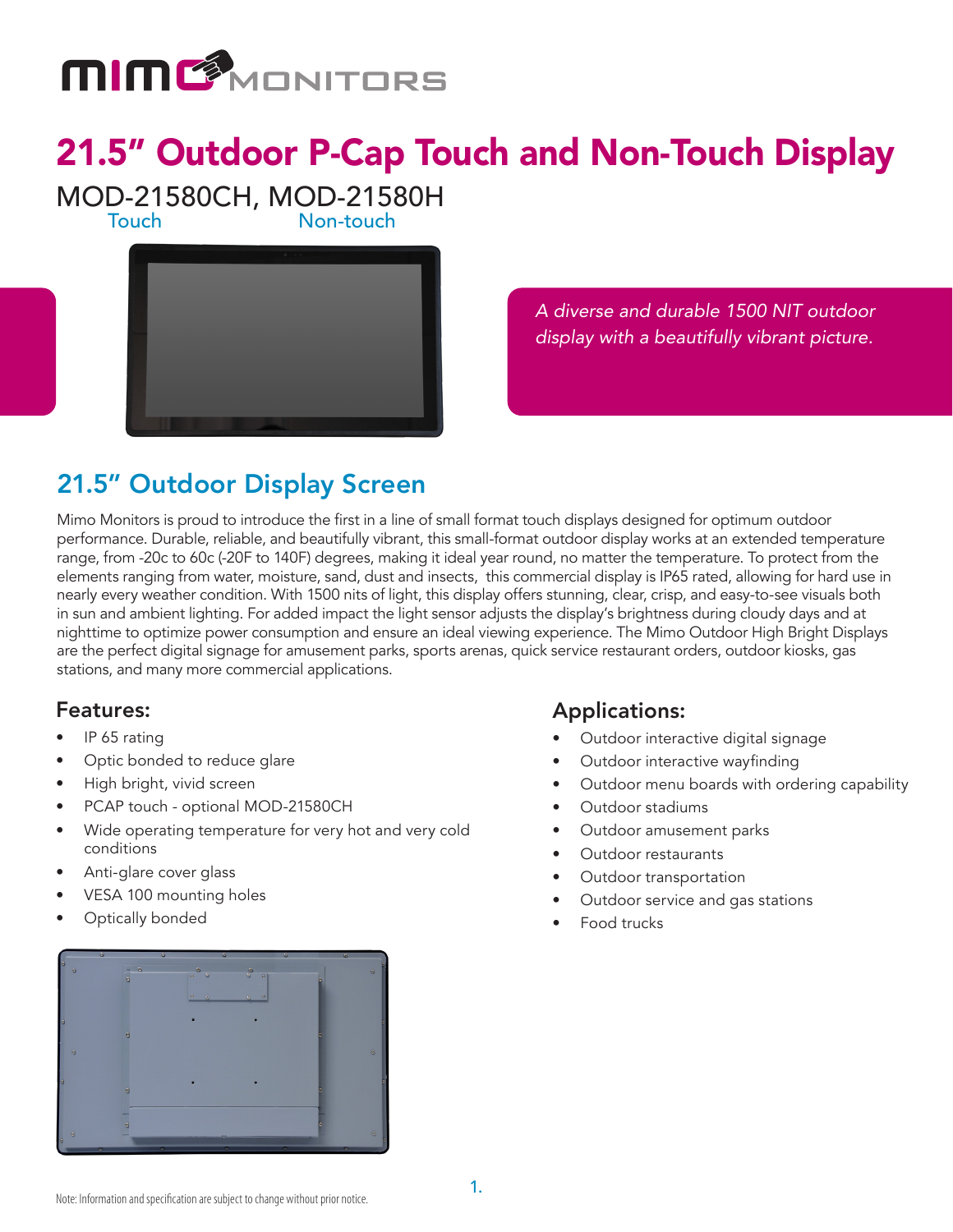MIMO MONITORS

# 21.5" Outdoor P-Cap Touch and Non-Touch Display

MOD-21580CH, MOD-21580H
Touch Non-touch

*A diverse and durable 1500 NIT outdoor display with a beautifully vibrant picture.*

## 21.5" Outdoor Display Screen

Mimo Monitors is proud to introduce the first in a line of small format touch displays designed for optimum outdoor performance. Durable, reliable, and beautifully vibrant, this small-format outdoor display works at an extended temperature range, from -20c to 60c (-20F to 140F) degrees, making it ideal year round, no matter the temperature. To protect from the elements ranging from water, moisture, sand, dust and insects, this commercial display is IP65 rated, allowing for hard use in nearly every weather condition. With 1500 nits of light, this display offers stunning, clear, crisp, and easy-to-see visuals both in sun and ambient lighting. For added impact the light sensor adjusts the display's brightness during cloudy days and at nighttime to optimize power consumption and ensure an ideal viewing experience. The Mimo Outdoor High Bright Displays are the perfect digital signage for amusement parks, sports arenas, quick service restaurant orders, outdoor kiosks, gas stations, and many more commercial applications.

### Features:

- IP 65 rating
- Optic bonded to reduce glare
- High bright, vivid screen
- PCAP touch - optional MOD-21580CH
- Wide operating temperature for very hot and very cold conditions
- Anti-glare cover glass
- VESA 100 mounting holes
- Optically bonded

### Applications:

- Outdoor interactive digital signage
- Outdoor interactive wayfinding
- Outdoor menu boards with ordering capability
- Outdoor stadiums
- Outdoor amusement parks
- Outdoor restaurants
- Outdoor transportation
- Outdoor service and gas stations
- Food trucks

Note: Information and specification are subject to change without prior notice.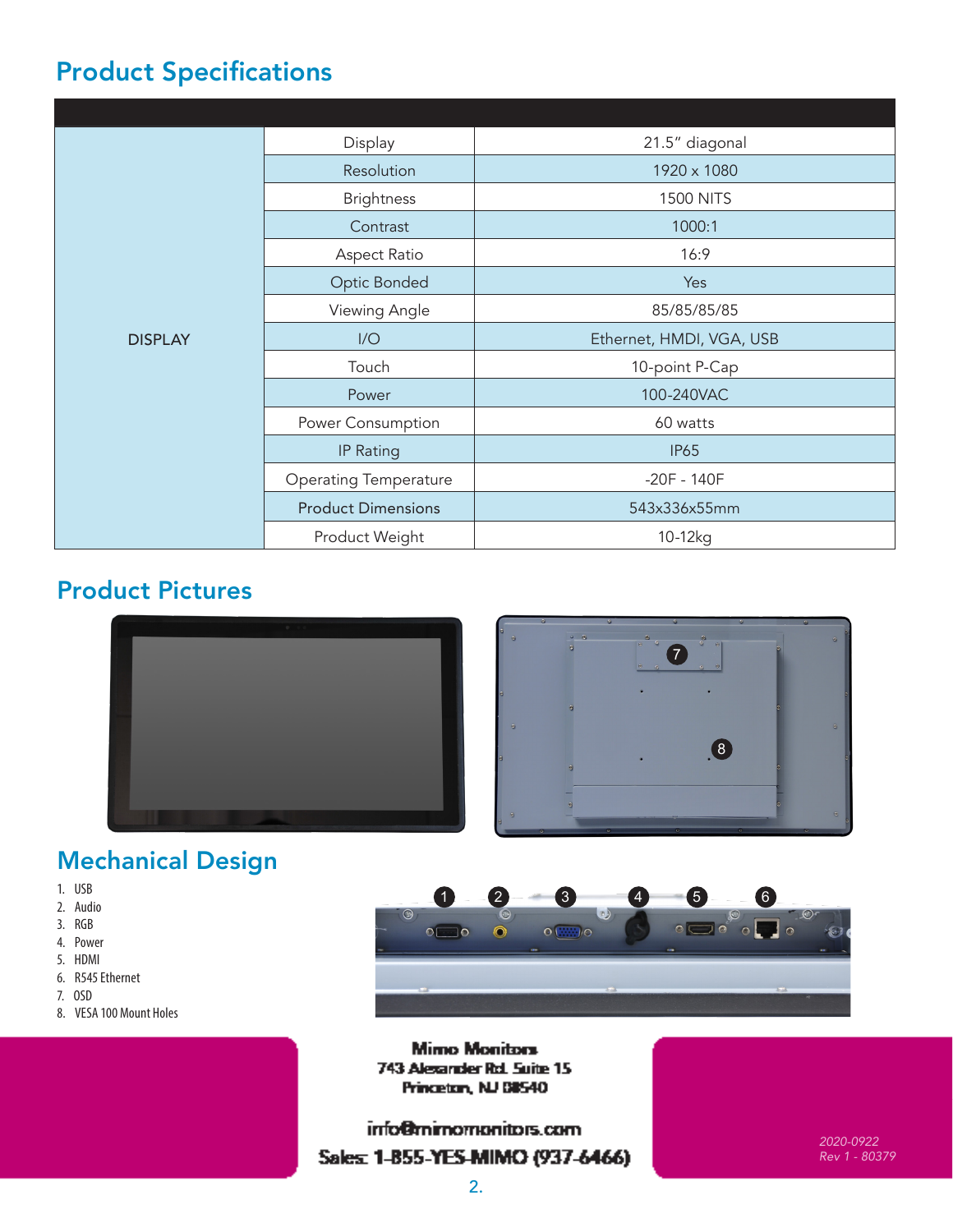## Product Specifications

| | | |
|---|---|---|
| DISPLAY | Display | 21.5" diagonal |
| | Resolution | 1920 x 1080 |
| | Brightness | 1500 NITS |
| | Contrast | 1000:1 |
| | Aspect Ratio | 16:9 |
| | Optic Bonded | Yes |
| | Viewing Angle | 85/85/85/85 |
| | I/O | Ethernet, HMDI, VGA, USB |
| | Touch | 10-point P-Cap |
| | Power | 100-240VAC |
| | Power Consumption | 60 watts |
| | IP Rating | IP65 |
| | Operating Temperature | -20F - 140F |
| | Product Dimensions | 543x336x55mm |
| | Product Weight | 10-12kg |

## Product Pictures

7

8

## Mechanical Design

1. USB
2. Audio
3. RGB
4. Power
5. HDMI
6. R545 Ethernet
7. OSD
8. VESA 100 Mount Holes

1 2 3 4 5 6

**Mimo Monitors**
**743 Alexander Rd. Suite 15**
**Princeton, NJ 08540**

**info@mimomonitors.com**
**Sales: 1-855-YES-MIMO (937-6466)**

*2020-0922*
*Rev 1 - 80379*